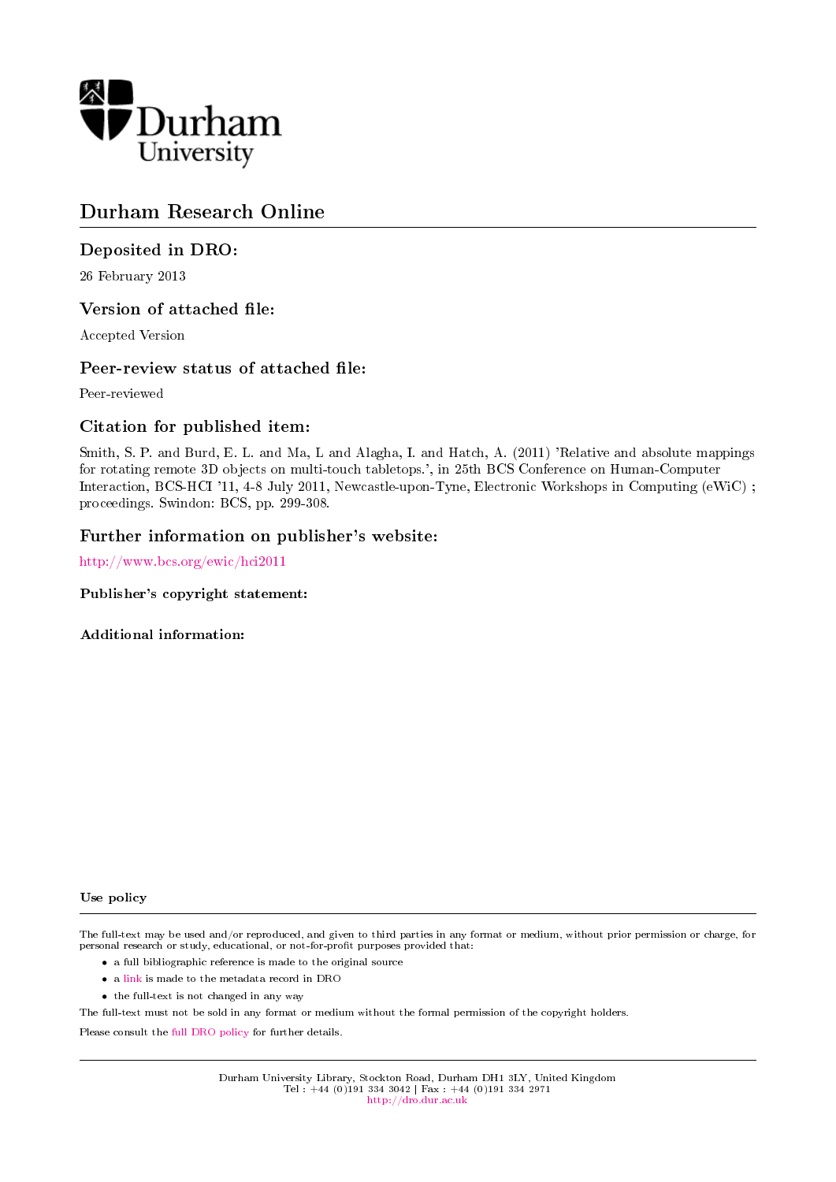Durham University

# Durham Research Online

## Deposited in DRO:

26 February 2013

## Version of attached file:

Accepted Version

## Peer-review status of attached file:

Peer-reviewed

## Citation for published item:

Smith, S. P. and Burd, E. L. and Ma, L and Alagha, I. and Hatch, A. (2011) 'Relative and absolute mappings for rotating remote 3D objects on multi-touch tabletops.', in 25th BCS Conference on Human-Computer Interaction, BCS-HCI '11, 4-8 July 2011, Newcastle-upon-Tyne, Electronic Workshops in Computing (eWiC) ; proceedings. Swindon: BCS, pp. 299-308.

## Further information on publisher's website:

http://www.bcs.org/ewic/hci2011

**Publisher's copyright statement:**

**Additional information:**

**Use policy**

The full-text may be used and/or reproduced, and given to third parties in any format or medium, without prior permission or charge, for personal research or study, educational, or not-for-profit purposes provided that:

- a full bibliographic reference is made to the original source
- a link is made to the metadata record in DRO
- the full-text is not changed in any way

The full-text must not be sold in any format or medium without the formal permission of the copyright holders.

Please consult the full DRO policy for further details.

Durham University Library, Stockton Road, Durham DH1 3LY, United Kingdom
Tel : +44 (0)191 334 3042 | Fax : +44 (0)191 334 2971
http://dro.dur.ac.uk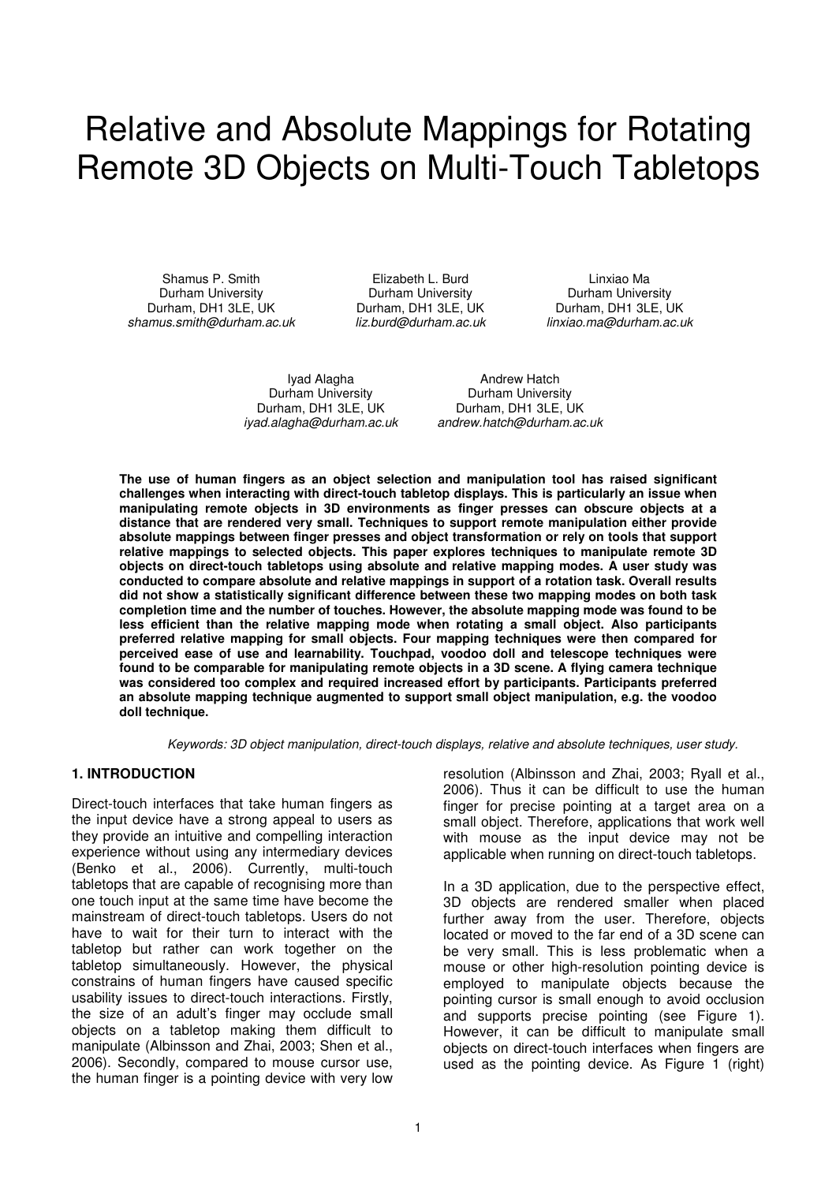# Relative and Absolute Mappings for Rotating Remote 3D Objects on Multi-Touch Tabletops

Shamus P. Smith
Durham University
Durham, DH1 3LE, UK
*shamus.smith@durham.ac.uk*

Elizabeth L. Burd
Durham University
Durham, DH1 3LE, UK
*liz.burd@durham.ac.uk*

Linxiao Ma
Durham University
Durham, DH1 3LE, UK
*linxiao.ma@durham.ac.uk*

Iyad Alagha
Durham University
Durham, DH1 3LE, UK
*iyad.alagha@durham.ac.uk*

Andrew Hatch
Durham University
Durham, DH1 3LE, UK
*andrew.hatch@durham.ac.uk*

**The use of human fingers as an object selection and manipulation tool has raised significant challenges when interacting with direct-touch tabletop displays. This is particularly an issue when manipulating remote objects in 3D environments as finger presses can obscure objects at a distance that are rendered very small. Techniques to support remote manipulation either provide absolute mappings between finger presses and object transformation or rely on tools that support relative mappings to selected objects. This paper explores techniques to manipulate remote 3D objects on direct-touch tabletops using absolute and relative mapping modes. A user study was conducted to compare absolute and relative mappings in support of a rotation task. Overall results did not show a statistically significant difference between these two mapping modes on both task completion time and the number of touches. However, the absolute mapping mode was found to be less efficient than the relative mapping mode when rotating a small object. Also participants preferred relative mapping for small objects. Four mapping techniques were then compared for perceived ease of use and learnability. Touchpad, voodoo doll and telescope techniques were found to be comparable for manipulating remote objects in a 3D scene. A flying camera technique was considered too complex and required increased effort by participants. Participants preferred an absolute mapping technique augmented to support small object manipulation, e.g. the voodoo doll technique.**

*Keywords: 3D object manipulation, direct-touch displays, relative and absolute techniques, user study.*

## 1. INTRODUCTION

Direct-touch interfaces that take human fingers as the input device have a strong appeal to users as they provide an intuitive and compelling interaction experience without using any intermediary devices (Benko et al., 2006). Currently, multi-touch tabletops that are capable of recognising more than one touch input at the same time have become the mainstream of direct-touch tabletops. Users do not have to wait for their turn to interact with the tabletop but rather can work together on the tabletop simultaneously. However, the physical constrains of human fingers have caused specific usability issues to direct-touch interactions. Firstly, the size of an adult's finger may occlude small objects on a tabletop making them difficult to manipulate (Albinsson and Zhai, 2003; Shen et al., 2006). Secondly, compared to mouse cursor use, the human finger is a pointing device with very low resolution (Albinsson and Zhai, 2003; Ryall et al., 2006). Thus it can be difficult to use the human finger for precise pointing at a target area on a small object. Therefore, applications that work well with mouse as the input device may not be applicable when running on direct-touch tabletops.

In a 3D application, due to the perspective effect, 3D objects are rendered smaller when placed further away from the user. Therefore, objects located or moved to the far end of a 3D scene can be very small. This is less problematic when a mouse or other high-resolution pointing device is employed to manipulate objects because the pointing cursor is small enough to avoid occlusion and supports precise pointing (see Figure 1). However, it can be difficult to manipulate small objects on direct-touch interfaces when fingers are used as the pointing device. As Figure 1 (right)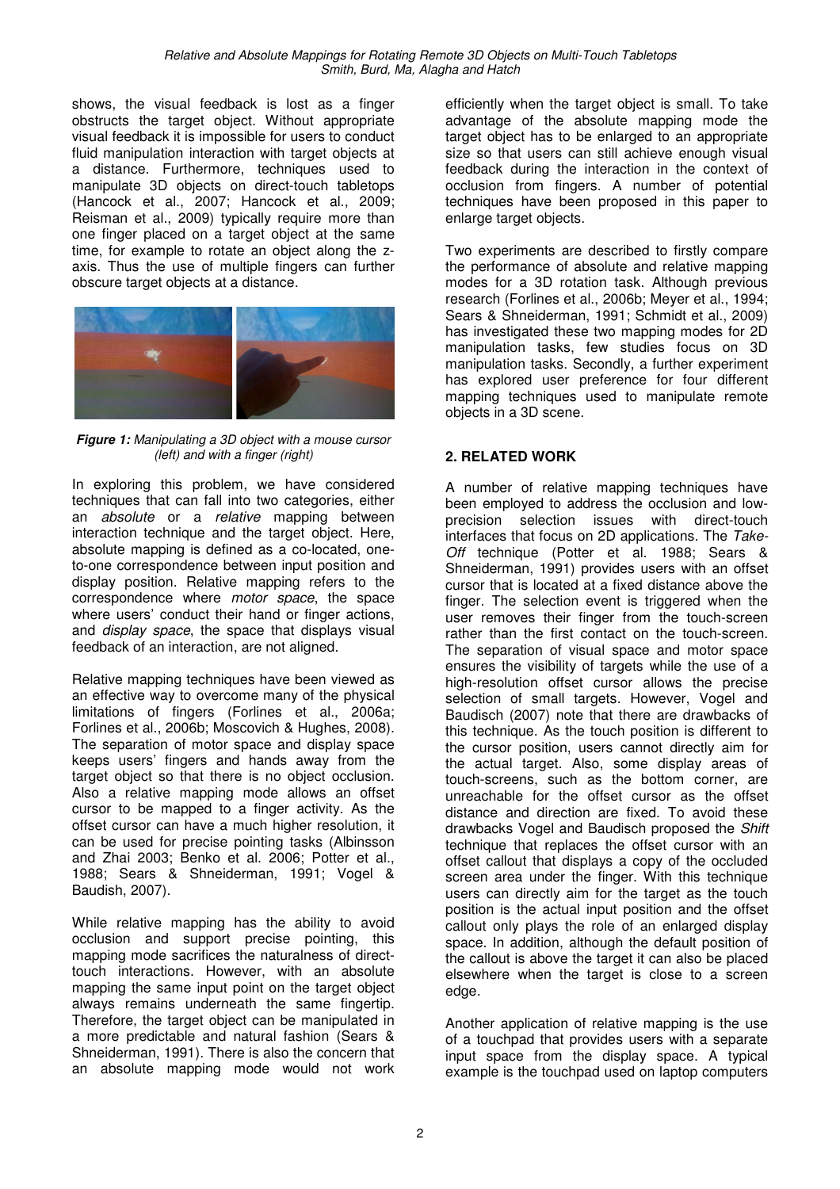shows, the visual feedback is lost as a finger obstructs the target object. Without appropriate visual feedback it is impossible for users to conduct fluid manipulation interaction with target objects at a distance. Furthermore, techniques used to manipulate 3D objects on direct-touch tabletops (Hancock et al., 2007; Hancock et al., 2009; Reisman et al., 2009) typically require more than one finger placed on a target object at the same time, for example to rotate an object along the z-axis. Thus the use of multiple fingers can further obscure target objects at a distance.

***Figure 1:*** *Manipulating a 3D object with a mouse cursor (left) and with a finger (right)*

In exploring this problem, we have considered techniques that can fall into two categories, either an *absolute* or a *relative* mapping between interaction technique and the target object. Here, absolute mapping is defined as a co-located, one-to-one correspondence between input position and display position. Relative mapping refers to the correspondence where *motor space*, the space where users' conduct their hand or finger actions, and *display space*, the space that displays visual feedback of an interaction, are not aligned.

Relative mapping techniques have been viewed as an effective way to overcome many of the physical limitations of fingers (Forlines et al., 2006a; Forlines et al., 2006b; Moscovich & Hughes, 2008). The separation of motor space and display space keeps users' fingers and hands away from the target object so that there is no object occlusion. Also a relative mapping mode allows an offset cursor to be mapped to a finger activity. As the offset cursor can have a much higher resolution, it can be used for precise pointing tasks (Albinsson and Zhai 2003; Benko et al. 2006; Potter et al., 1988; Sears & Shneiderman, 1991; Vogel & Baudish, 2007).

While relative mapping has the ability to avoid occlusion and support precise pointing, this mapping mode sacrifices the naturalness of direct-touch interactions. However, with an absolute mapping the same input point on the target object always remains underneath the same fingertip. Therefore, the target object can be manipulated in a more predictable and natural fashion (Sears & Shneiderman, 1991). There is also the concern that an absolute mapping mode would not work efficiently when the target object is small. To take advantage of the absolute mapping mode the target object has to be enlarged to an appropriate size so that users can still achieve enough visual feedback during the interaction in the context of occlusion from fingers. A number of potential techniques have been proposed in this paper to enlarge target objects.

Two experiments are described to firstly compare the performance of absolute and relative mapping modes for a 3D rotation task. Although previous research (Forlines et al., 2006b; Meyer et al., 1994; Sears & Shneiderman, 1991; Schmidt et al., 2009) has investigated these two mapping modes for 2D manipulation tasks, few studies focus on 3D manipulation tasks. Secondly, a further experiment has explored user preference for four different mapping techniques used to manipulate remote objects in a 3D scene.

## 2. RELATED WORK

A number of relative mapping techniques have been employed to address the occlusion and low-precision selection issues with direct-touch interfaces that focus on 2D applications. The *Take-Off* technique (Potter et al. 1988; Sears & Shneiderman, 1991) provides users with an offset cursor that is located at a fixed distance above the finger. The selection event is triggered when the user removes their finger from the touch-screen rather than the first contact on the touch-screen. The separation of visual space and motor space ensures the visibility of targets while the use of a high-resolution offset cursor allows the precise selection of small targets. However, Vogel and Baudisch (2007) note that there are drawbacks of this technique. As the touch position is different to the cursor position, users cannot directly aim for the actual target. Also, some display areas of touch-screens, such as the bottom corner, are unreachable for the offset cursor as the offset distance and direction are fixed. To avoid these drawbacks Vogel and Baudisch proposed the *Shift* technique that replaces the offset cursor with an offset callout that displays a copy of the occluded screen area under the finger. With this technique users can directly aim for the target as the touch position is the actual input position and the offset callout only plays the role of an enlarged display space. In addition, although the default position of the callout is above the target it can also be placed elsewhere when the target is close to a screen edge.

Another application of relative mapping is the use of a touchpad that provides users with a separate input space from the display space. A typical example is the touchpad used on laptop computers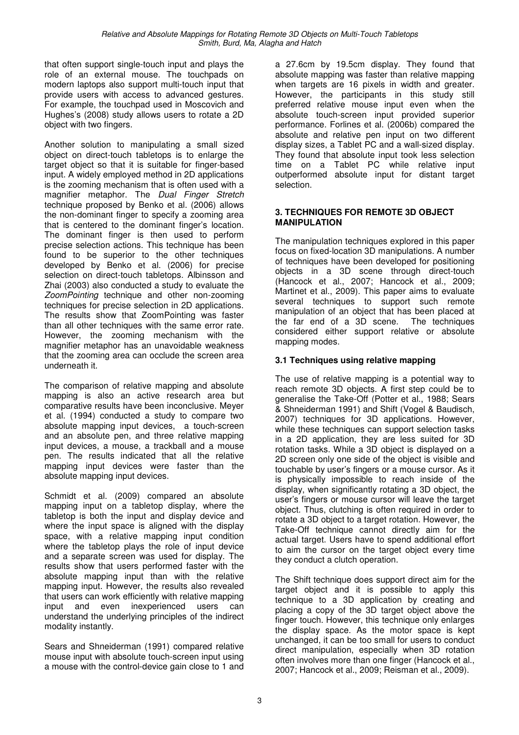that often support single-touch input and plays the role of an external mouse. The touchpads on modern laptops also support multi-touch input that provide users with access to advanced gestures. For example, the touchpad used in Moscovich and Hughes's (2008) study allows users to rotate a 2D object with two fingers.

Another solution to manipulating a small sized object on direct-touch tabletops is to enlarge the target object so that it is suitable for finger-based input. A widely employed method in 2D applications is the zooming mechanism that is often used with a magnifier metaphor. The *Dual Finger Stretch* technique proposed by Benko et al. (2006) allows the non-dominant finger to specify a zooming area that is centered to the dominant finger's location. The dominant finger is then used to perform precise selection actions. This technique has been found to be superior to the other techniques developed by Benko et al. (2006) for precise selection on direct-touch tabletops. Albinsson and Zhai (2003) also conducted a study to evaluate the *ZoomPointing* technique and other non-zooming techniques for precise selection in 2D applications. The results show that ZoomPointing was faster than all other techniques with the same error rate. However, the zooming mechanism with the magnifier metaphor has an unavoidable weakness that the zooming area can occlude the screen area underneath it.

The comparison of relative mapping and absolute mapping is also an active research area but comparative results have been inconclusive. Meyer et al. (1994) conducted a study to compare two absolute mapping input devices, a touch-screen and an absolute pen, and three relative mapping input devices, a mouse, a trackball and a mouse pen. The results indicated that all the relative mapping input devices were faster than the absolute mapping input devices.

Schmidt et al. (2009) compared an absolute mapping input on a tabletop display, where the tabletop is both the input and display device and where the input space is aligned with the display space, with a relative mapping input condition where the tabletop plays the role of input device and a separate screen was used for display. The results show that users performed faster with the absolute mapping input than with the relative mapping input. However, the results also revealed that users can work efficiently with relative mapping input and even inexperienced users can understand the underlying principles of the indirect modality instantly.

Sears and Shneiderman (1991) compared relative mouse input with absolute touch-screen input using a mouse with the control-device gain close to 1 and a 27.6cm by 19.5cm display. They found that absolute mapping was faster than relative mapping when targets are 16 pixels in width and greater. However, the participants in this study still preferred relative mouse input even when the absolute touch-screen input provided superior performance. Forlines et al. (2006b) compared the absolute and relative pen input on two different display sizes, a Tablet PC and a wall-sized display. They found that absolute input took less selection time on a Tablet PC while relative input outperformed absolute input for distant target selection.

## 3. TECHNIQUES FOR REMOTE 3D OBJECT MANIPULATION

The manipulation techniques explored in this paper focus on fixed-location 3D manipulations. A number of techniques have been developed for positioning objects in a 3D scene through direct-touch (Hancock et al., 2007; Hancock et al., 2009; Martinet et al., 2009). This paper aims to evaluate several techniques to support such remote manipulation of an object that has been placed at the far end of a 3D scene. The techniques considered either support relative or absolute mapping modes.

### 3.1 Techniques using relative mapping

The use of relative mapping is a potential way to reach remote 3D objects. A first step could be to generalise the Take-Off (Potter et al., 1988; Sears & Shneiderman 1991) and Shift (Vogel & Baudisch, 2007) techniques for 3D applications. However, while these techniques can support selection tasks in a 2D application, they are less suited for 3D rotation tasks. While a 3D object is displayed on a 2D screen only one side of the object is visible and touchable by user's fingers or a mouse cursor. As it is physically impossible to reach inside of the display, when significantly rotating a 3D object, the user's fingers or mouse cursor will leave the target object. Thus, clutching is often required in order to rotate a 3D object to a target rotation. However, the Take-Off technique cannot directly aim for the actual target. Users have to spend additional effort to aim the cursor on the target object every time they conduct a clutch operation.

The Shift technique does support direct aim for the target object and it is possible to apply this technique to a 3D application by creating and placing a copy of the 3D target object above the finger touch. However, this technique only enlarges the display space. As the motor space is kept unchanged, it can be too small for users to conduct direct manipulation, especially when 3D rotation often involves more than one finger (Hancock et al., 2007; Hancock et al., 2009; Reisman et al., 2009).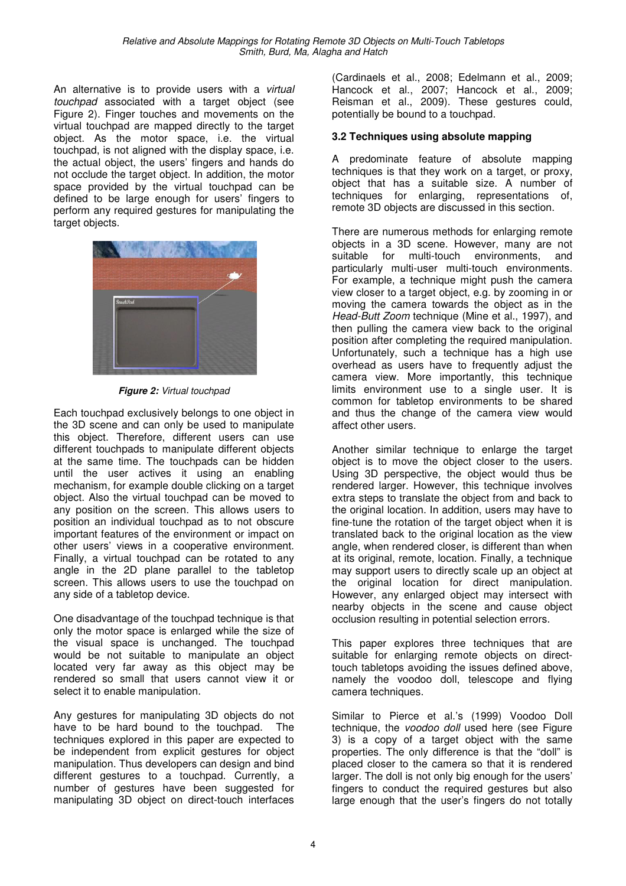An alternative is to provide users with a *virtual touchpad* associated with a target object (see Figure 2). Finger touches and movements on the virtual touchpad are mapped directly to the target object. As the motor space, i.e. the virtual touchpad, is not aligned with the display space, i.e. the actual object, the users' fingers and hands do not occlude the target object. In addition, the motor space provided by the virtual touchpad can be defined to be large enough for users' fingers to perform any required gestures for manipulating the target objects.

***Figure 2:*** *Virtual touchpad*

Each touchpad exclusively belongs to one object in the 3D scene and can only be used to manipulate this object. Therefore, different users can use different touchpads to manipulate different objects at the same time. The touchpads can be hidden until the user actives it using an enabling mechanism, for example double clicking on a target object. Also the virtual touchpad can be moved to any position on the screen. This allows users to position an individual touchpad as to not obscure important features of the environment or impact on other users' views in a cooperative environment. Finally, a virtual touchpad can be rotated to any angle in the 2D plane parallel to the tabletop screen. This allows users to use the touchpad on any side of a tabletop device.

One disadvantage of the touchpad technique is that only the motor space is enlarged while the size of the visual space is unchanged. The touchpad would be not suitable to manipulate an object located very far away as this object may be rendered so small that users cannot view it or select it to enable manipulation.

Any gestures for manipulating 3D objects do not have to be hard bound to the touchpad. The techniques explored in this paper are expected to be independent from explicit gestures for object manipulation. Thus developers can design and bind different gestures to a touchpad. Currently, a number of gestures have been suggested for manipulating 3D object on direct-touch interfaces (Cardinaels et al., 2008; Edelmann et al., 2009; Hancock et al., 2007; Hancock et al., 2009; Reisman et al., 2009). These gestures could, potentially be bound to a touchpad.

### 3.2 Techniques using absolute mapping

A predominate feature of absolute mapping techniques is that they work on a target, or proxy, object that has a suitable size. A number of techniques for enlarging, representations of, remote 3D objects are discussed in this section.

There are numerous methods for enlarging remote objects in a 3D scene. However, many are not suitable for multi-touch environments, and particularly multi-user multi-touch environments. For example, a technique might push the camera view closer to a target object, e.g. by zooming in or moving the camera towards the object as in the *Head-Butt Zoom* technique (Mine et al., 1997), and then pulling the camera view back to the original position after completing the required manipulation. Unfortunately, such a technique has a high use overhead as users have to frequently adjust the camera view. More importantly, this technique limits environment use to a single user. It is common for tabletop environments to be shared and thus the change of the camera view would affect other users.

Another similar technique to enlarge the target object is to move the object closer to the users. Using 3D perspective, the object would thus be rendered larger. However, this technique involves extra steps to translate the object from and back to the original location. In addition, users may have to fine-tune the rotation of the target object when it is translated back to the original location as the view angle, when rendered closer, is different than when at its original, remote, location. Finally, a technique may support users to directly scale up an object at the original location for direct manipulation. However, any enlarged object may intersect with nearby objects in the scene and cause object occlusion resulting in potential selection errors.

This paper explores three techniques that are suitable for enlarging remote objects on direct-touch tabletops avoiding the issues defined above, namely the voodoo doll, telescope and flying camera techniques.

Similar to Pierce et al.'s (1999) Voodoo Doll technique, the *voodoo doll* used here (see Figure 3) is a copy of a target object with the same properties. The only difference is that the "doll" is placed closer to the camera so that it is rendered larger. The doll is not only big enough for the users' fingers to conduct the required gestures but also large enough that the user's fingers do not totally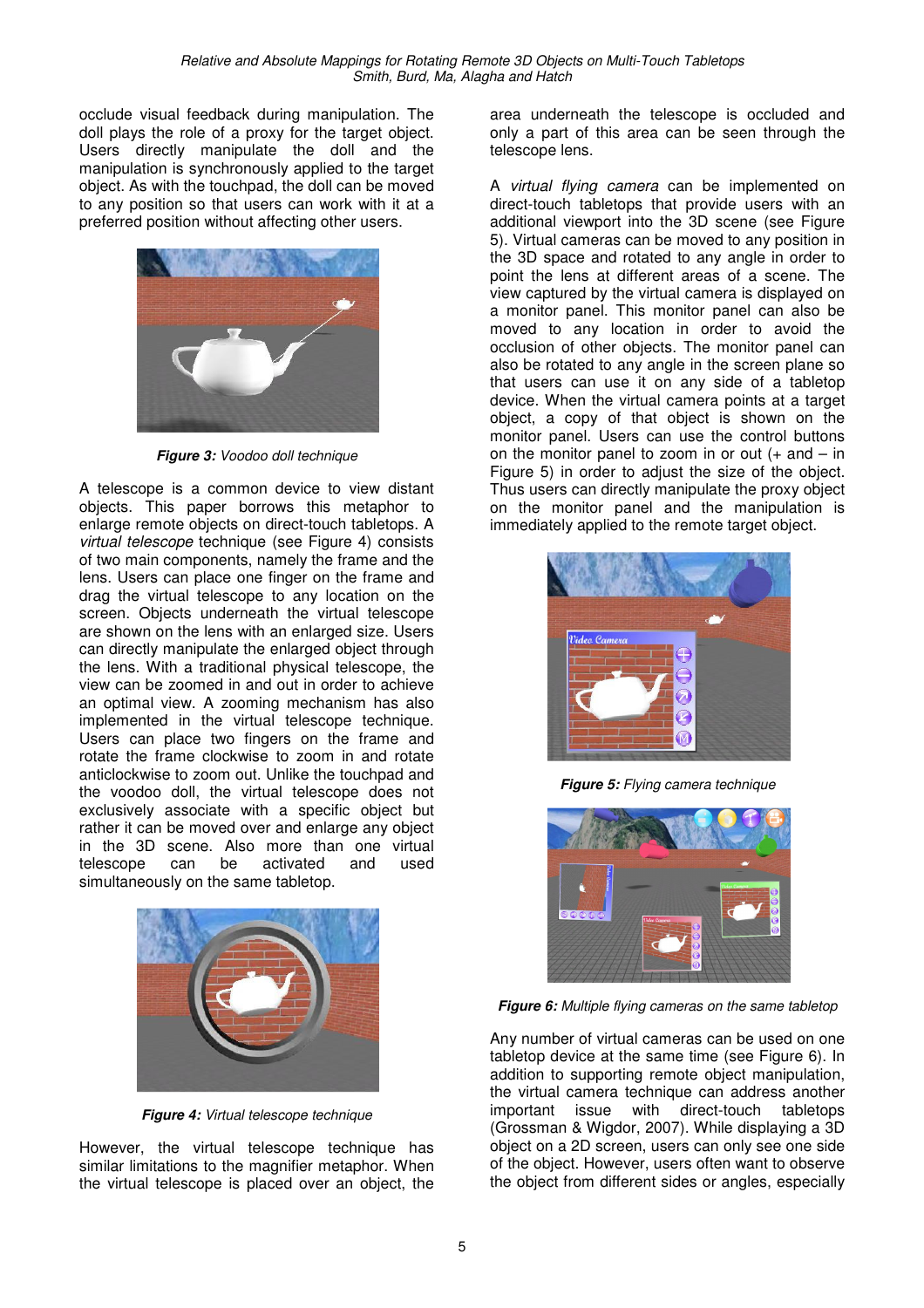occlude visual feedback during manipulation. The doll plays the role of a proxy for the target object. Users directly manipulate the doll and the manipulation is synchronously applied to the target object. As with the touchpad, the doll can be moved to any position so that users can work with it at a preferred position without affecting other users.

***Figure 3:*** *Voodoo doll technique*

A telescope is a common device to view distant objects. This paper borrows this metaphor to enlarge remote objects on direct-touch tabletops. A *virtual telescope* technique (see Figure 4) consists of two main components, namely the frame and the lens. Users can place one finger on the frame and drag the virtual telescope to any location on the screen. Objects underneath the virtual telescope are shown on the lens with an enlarged size. Users can directly manipulate the enlarged object through the lens. With a traditional physical telescope, the view can be zoomed in and out in order to achieve an optimal view. A zooming mechanism has also implemented in the virtual telescope technique. Users can place two fingers on the frame and rotate the frame clockwise to zoom in and rotate anticlockwise to zoom out. Unlike the touchpad and the voodoo doll, the virtual telescope does not exclusively associate with a specific object but rather it can be moved over and enlarge any object in the 3D scene. Also more than one virtual telescope can be activated and used simultaneously on the same tabletop.

***Figure 4:*** *Virtual telescope technique*

However, the virtual telescope technique has similar limitations to the magnifier metaphor. When the virtual telescope is placed over an object, the area underneath the telescope is occluded and only a part of this area can be seen through the telescope lens.

A *virtual flying camera* can be implemented on direct-touch tabletops that provide users with an additional viewport into the 3D scene (see Figure 5). Virtual cameras can be moved to any position in the 3D space and rotated to any angle in order to point the lens at different areas of a scene. The view captured by the virtual camera is displayed on a monitor panel. This monitor panel can also be moved to any location in order to avoid the occlusion of other objects. The monitor panel can also be rotated to any angle in the screen plane so that users can use it on any side of a tabletop device. When the virtual camera points at a target object, a copy of that object is shown on the monitor panel. Users can use the control buttons on the monitor panel to zoom in or out (+ and – in Figure 5) in order to adjust the size of the object. Thus users can directly manipulate the proxy object on the monitor panel and the manipulation is immediately applied to the remote target object.

***Figure 5:*** *Flying camera technique*

***Figure 6:*** *Multiple flying cameras on the same tabletop*

Any number of virtual cameras can be used on one tabletop device at the same time (see Figure 6). In addition to supporting remote object manipulation, the virtual camera technique can address another important issue with direct-touch tabletops (Grossman & Wigdor, 2007). While displaying a 3D object on a 2D screen, users can only see one side of the object. However, users often want to observe the object from different sides or angles, especially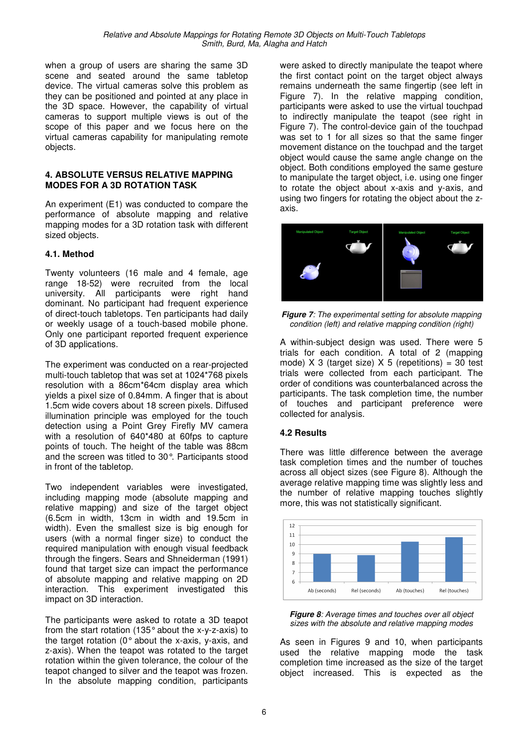when a group of users are sharing the same 3D scene and seated around the same tabletop device. The virtual cameras solve this problem as they can be positioned and pointed at any place in the 3D space. However, the capability of virtual cameras to support multiple views is out of the scope of this paper and we focus here on the virtual cameras capability for manipulating remote objects.

## 4. ABSOLUTE VERSUS RELATIVE MAPPING MODES FOR A 3D ROTATION TASK

An experiment (E1) was conducted to compare the performance of absolute mapping and relative mapping modes for a 3D rotation task with different sized objects.

### 4.1. Method

Twenty volunteers (16 male and 4 female, age range 18-52) were recruited from the local university. All participants were right hand dominant. No participant had frequent experience of direct-touch tabletops. Ten participants had daily or weekly usage of a touch-based mobile phone. Only one participant reported frequent experience of 3D applications.

The experiment was conducted on a rear-projected multi-touch tabletop that was set at 1024*768 pixels resolution with a 86cm*64cm display area which yields a pixel size of 0.84mm. A finger that is about 1.5cm wide covers about 18 screen pixels. Diffused illumination principle was employed for the touch detection using a Point Grey Firefly MV camera with a resolution of 640*480 at 60fps to capture points of touch. The height of the table was 88cm and the screen was titled to 30°. Participants stood in front of the tabletop.

Two independent variables were investigated, including mapping mode (absolute mapping and relative mapping) and size of the target object (6.5cm in width, 13cm in width and 19.5cm in width). Even the smallest size is big enough for users (with a normal finger size) to conduct the required manipulation with enough visual feedback through the fingers. Sears and Shneiderman (1991) found that target size can impact the performance of absolute mapping and relative mapping on 2D interaction. This experiment investigated this impact on 3D interaction.

The participants were asked to rotate a 3D teapot from the start rotation (135° about the x-y-z-axis) to the target rotation (0° about the x-axis, y-axis, and z-axis). When the teapot was rotated to the target rotation within the given tolerance, the colour of the teapot changed to silver and the teapot was frozen. In the absolute mapping condition, participants were asked to directly manipulate the teapot where the first contact point on the target object always remains underneath the same fingertip (see left in Figure 7). In the relative mapping condition, participants were asked to use the virtual touchpad to indirectly manipulate the teapot (see right in Figure 7). The control-device gain of the touchpad was set to 1 for all sizes so that the same finger movement distance on the touchpad and the target object would cause the same angle change on the object. Both conditions employed the same gesture to manipulate the target object, i.e. using one finger to rotate the object about x-axis and y-axis, and using two fingers for rotating the object about the z-axis.

***Figure 7****: The experimental setting for absolute mapping condition (left) and relative mapping condition (right)*

A within-subject design was used. There were 5 trials for each condition. A total of 2 (mapping mode) X 3 (target size) X 5 (repetitions) = 30 test trials were collected from each participant. The order of conditions was counterbalanced across the participants. The task completion time, the number of touches and participant preference were collected for analysis.

### 4.2 Results

There was little difference between the average task completion times and the number of touches across all object sizes (see Figure 8). Although the average relative mapping time was slightly less and the number of relative mapping touches slightly more, this was not statistically significant.

***Figure 8****: Average times and touches over all object sizes with the absolute and relative mapping modes*

As seen in Figures 9 and 10, when participants used the relative mapping mode the task completion time increased as the size of the target object increased. This is expected as the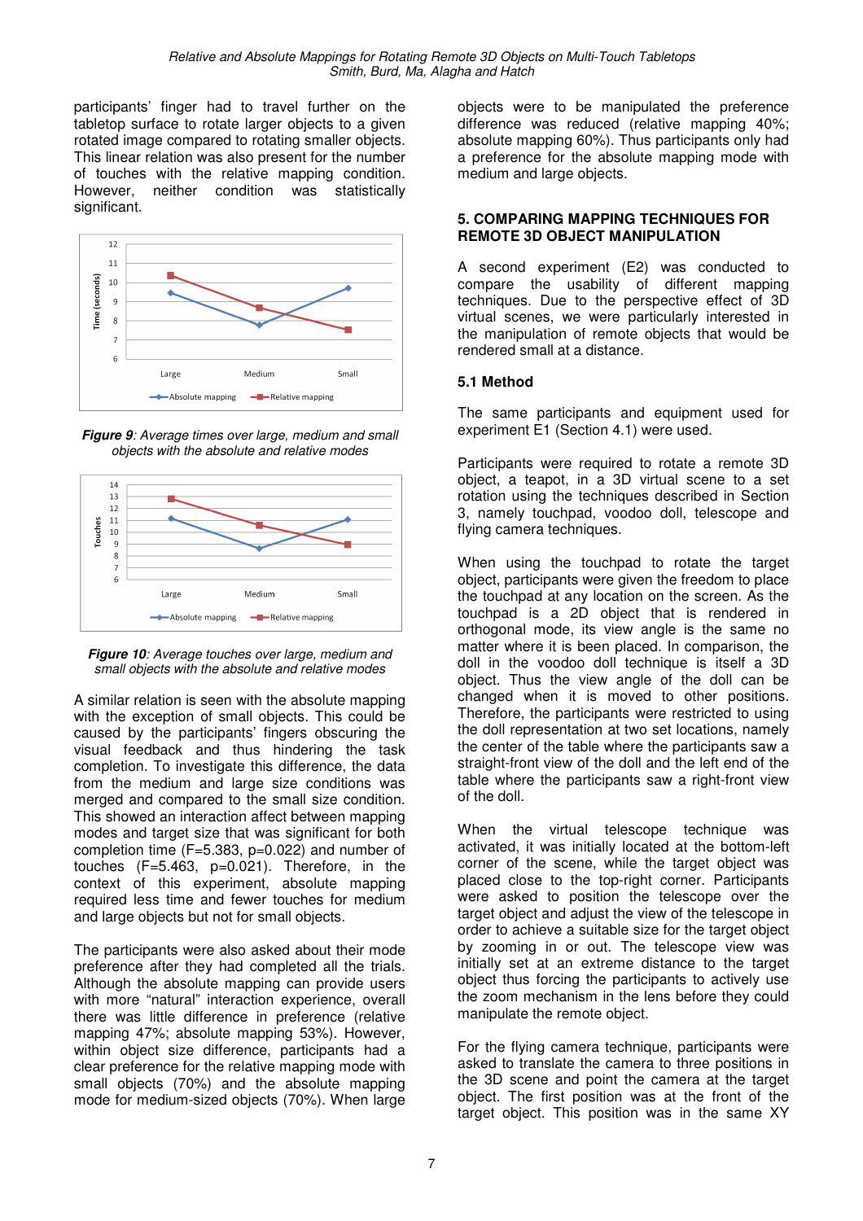participants' finger had to travel further on the tabletop surface to rotate larger objects to a given rotated image compared to rotating smaller objects. This linear relation was also present for the number of touches with the relative mapping condition. However, neither condition was statistically significant.

***Figure 9**: Average times over large, medium and small objects with the absolute and relative modes*

***Figure 10**: Average touches over large, medium and small objects with the absolute and relative modes*

A similar relation is seen with the absolute mapping with the exception of small objects. This could be caused by the participants' fingers obscuring the visual feedback and thus hindering the task completion. To investigate this difference, the data from the medium and large size conditions was merged and compared to the small size condition. This showed an interaction affect between mapping modes and target size that was significant for both completion time (F=5.383, p=0.022) and number of touches (F=5.463, p=0.021). Therefore, in the context of this experiment, absolute mapping required less time and fewer touches for medium and large objects but not for small objects.

The participants were also asked about their mode preference after they had completed all the trials. Although the absolute mapping can provide users with more "natural" interaction experience, overall there was little difference in preference (relative mapping 47%; absolute mapping 53%). However, within object size difference, participants had a clear preference for the relative mapping mode with small objects (70%) and the absolute mapping mode for medium-sized objects (70%). When large objects were to be manipulated the preference difference was reduced (relative mapping 40%; absolute mapping 60%). Thus participants only had a preference for the absolute mapping mode with medium and large objects.

## 5. COMPARING MAPPING TECHNIQUES FOR REMOTE 3D OBJECT MANIPULATION

A second experiment (E2) was conducted to compare the usability of different mapping techniques. Due to the perspective effect of 3D virtual scenes, we were particularly interested in the manipulation of remote objects that would be rendered small at a distance.

### 5.1 Method

The same participants and equipment used for experiment E1 (Section 4.1) were used.

Participants were required to rotate a remote 3D object, a teapot, in a 3D virtual scene to a set rotation using the techniques described in Section 3, namely touchpad, voodoo doll, telescope and flying camera techniques.

When using the touchpad to rotate the target object, participants were given the freedom to place the touchpad at any location on the screen. As the touchpad is a 2D object that is rendered in orthogonal mode, its view angle is the same no matter where it is been placed. In comparison, the doll in the voodoo doll technique is itself a 3D object. Thus the view angle of the doll can be changed when it is moved to other positions. Therefore, the participants were restricted to using the doll representation at two set locations, namely the center of the table where the participants saw a straight-front view of the doll and the left end of the table where the participants saw a right-front view of the doll.

When the virtual telescope technique was activated, it was initially located at the bottom-left corner of the scene, while the target object was placed close to the top-right corner. Participants were asked to position the telescope over the target object and adjust the view of the telescope in order to achieve a suitable size for the target object by zooming in or out. The telescope view was initially set at an extreme distance to the target object thus forcing the participants to actively use the zoom mechanism in the lens before they could manipulate the remote object.

For the flying camera technique, participants were asked to translate the camera to three positions in the 3D scene and point the camera at the target object. The first position was at the front of the target object. This position was in the same XY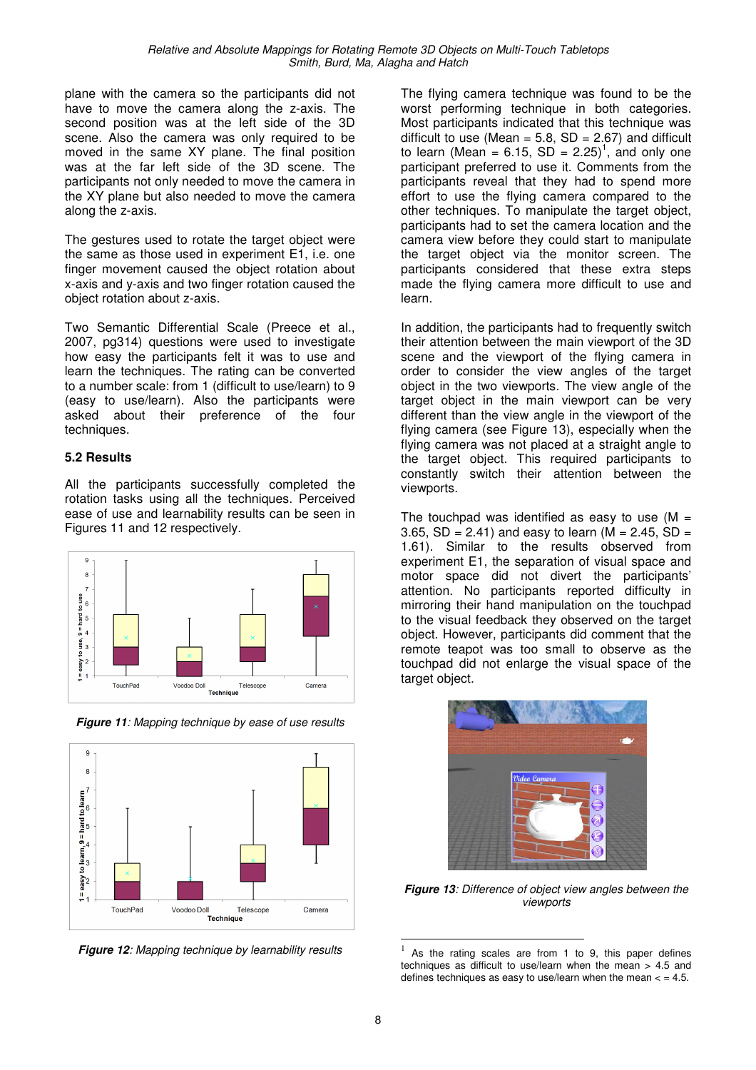plane with the camera so the participants did not have to move the camera along the z-axis. The second position was at the left side of the 3D scene. Also the camera was only required to be moved in the same XY plane. The final position was at the far left side of the 3D scene. The participants not only needed to move the camera in the XY plane but also needed to move the camera along the z-axis.

The gestures used to rotate the target object were the same as those used in experiment E1, i.e. one finger movement caused the object rotation about x-axis and y-axis and two finger rotation caused the object rotation about z-axis.

Two Semantic Differential Scale (Preece et al., 2007, pg314) questions were used to investigate how easy the participants felt it was to use and learn the techniques. The rating can be converted to a number scale: from 1 (difficult to use/learn) to 9 (easy to use/learn). Also the participants were asked about their preference of the four techniques.

### 5.2 Results

All the participants successfully completed the rotation tasks using all the techniques. Perceived ease of use and learnability results can be seen in Figures 11 and 12 respectively.

***Figure 11****: Mapping technique by ease of use results*

***Figure 12****: Mapping technique by learnability results*

The flying camera technique was found to be the worst performing technique in both categories. Most participants indicated that this technique was difficult to use (Mean = 5.8, SD = 2.67) and difficult to learn (Mean = 6.15, SD = 2.25)[1], and only one participant preferred to use it. Comments from the participants reveal that they had to spend more effort to use the flying camera compared to the other techniques. To manipulate the target object, participants had to set the camera location and the camera view before they could start to manipulate the target object via the monitor screen. The participants considered that these extra steps made the flying camera more difficult to use and learn.

In addition, the participants had to frequently switch their attention between the main viewport of the 3D scene and the viewport of the flying camera in order to consider the view angles of the target object in the two viewports. The view angle of the target object in the main viewport can be very different than the view angle in the viewport of the flying camera (see Figure 13), especially when the flying camera was not placed at a straight angle to the target object. This required participants to constantly switch their attention between the viewports.

The touchpad was identified as easy to use (M = 3.65, SD = 2.41) and easy to learn (M = 2.45, SD = 1.61). Similar to the results observed from experiment E1, the separation of visual space and motor space did not divert the participants' attention. No participants reported difficulty in mirroring their hand manipulation on the touchpad to the visual feedback they observed on the target object. However, participants did comment that the remote teapot was too small to observe as the touchpad did not enlarge the visual space of the target object.

***Figure 13****: Difference of object view angles between the viewports*

[1] As the rating scales are from 1 to 9, this paper defines techniques as difficult to use/learn when the mean > 4.5 and defines techniques as easy to use/learn when the mean < = 4.5.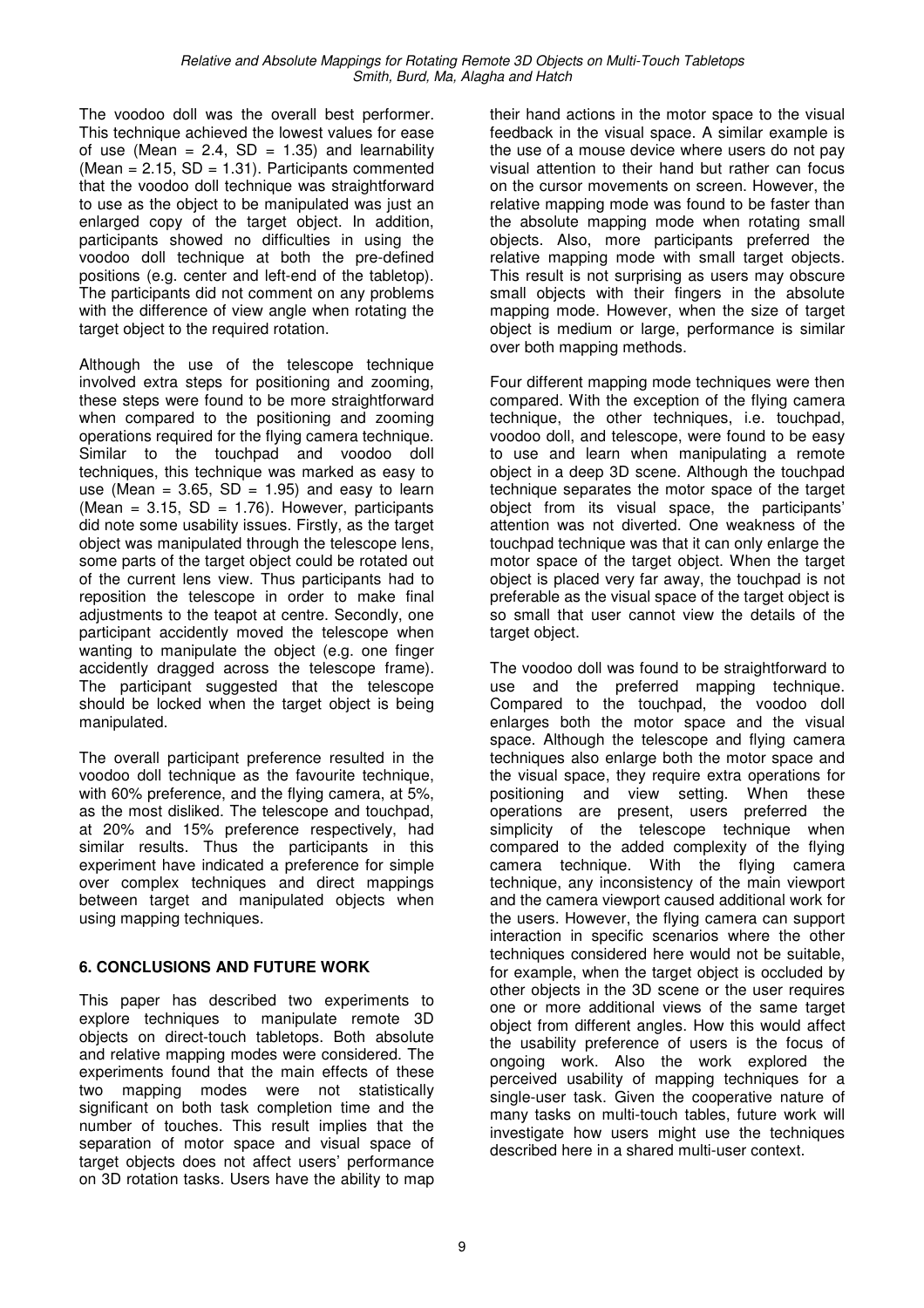The voodoo doll was the overall best performer. This technique achieved the lowest values for ease of use (Mean = 2.4, SD = 1.35) and learnability (Mean = 2.15, SD = 1.31). Participants commented that the voodoo doll technique was straightforward to use as the object to be manipulated was just an enlarged copy of the target object. In addition, participants showed no difficulties in using the voodoo doll technique at both the pre-defined positions (e.g. center and left-end of the tabletop). The participants did not comment on any problems with the difference of view angle when rotating the target object to the required rotation.

Although the use of the telescope technique involved extra steps for positioning and zooming, these steps were found to be more straightforward when compared to the positioning and zooming operations required for the flying camera technique. Similar to the touchpad and voodoo doll techniques, this technique was marked as easy to use (Mean = 3.65, SD = 1.95) and easy to learn (Mean = 3.15, SD = 1.76). However, participants did note some usability issues. Firstly, as the target object was manipulated through the telescope lens, some parts of the target object could be rotated out of the current lens view. Thus participants had to reposition the telescope in order to make final adjustments to the teapot at centre. Secondly, one participant accidently moved the telescope when wanting to manipulate the object (e.g. one finger accidently dragged across the telescope frame). The participant suggested that the telescope should be locked when the target object is being manipulated.

The overall participant preference resulted in the voodoo doll technique as the favourite technique, with 60% preference, and the flying camera, at 5%, as the most disliked. The telescope and touchpad, at 20% and 15% preference respectively, had similar results. Thus the participants in this experiment have indicated a preference for simple over complex techniques and direct mappings between target and manipulated objects when using mapping techniques.

## 6. CONCLUSIONS AND FUTURE WORK

This paper has described two experiments to explore techniques to manipulate remote 3D objects on direct-touch tabletops. Both absolute and relative mapping modes were considered. The experiments found that the main effects of these two mapping modes were not statistically significant on both task completion time and the number of touches. This result implies that the separation of motor space and visual space of target objects does not affect users' performance on 3D rotation tasks. Users have the ability to map their hand actions in the motor space to the visual feedback in the visual space. A similar example is the use of a mouse device where users do not pay visual attention to their hand but rather can focus on the cursor movements on screen. However, the relative mapping mode was found to be faster than the absolute mapping mode when rotating small objects. Also, more participants preferred the relative mapping mode with small target objects. This result is not surprising as users may obscure small objects with their fingers in the absolute mapping mode. However, when the size of target object is medium or large, performance is similar over both mapping methods.

Four different mapping mode techniques were then compared. With the exception of the flying camera technique, the other techniques, i.e. touchpad, voodoo doll, and telescope, were found to be easy to use and learn when manipulating a remote object in a deep 3D scene. Although the touchpad technique separates the motor space of the target object from its visual space, the participants' attention was not diverted. One weakness of the touchpad technique was that it can only enlarge the motor space of the target object. When the target object is placed very far away, the touchpad is not preferable as the visual space of the target object is so small that user cannot view the details of the target object.

The voodoo doll was found to be straightforward to use and the preferred mapping technique. Compared to the touchpad, the voodoo doll enlarges both the motor space and the visual space. Although the telescope and flying camera techniques also enlarge both the motor space and the visual space, they require extra operations for positioning and view setting. When these operations are present, users preferred the simplicity of the telescope technique when compared to the added complexity of the flying camera technique. With the flying camera technique, any inconsistency of the main viewport and the camera viewport caused additional work for the users. However, the flying camera can support interaction in specific scenarios where the other techniques considered here would not be suitable, for example, when the target object is occluded by other objects in the 3D scene or the user requires one or more additional views of the same target object from different angles. How this would affect the usability preference of users is the focus of ongoing work. Also the work explored the perceived usability of mapping techniques for a single-user task. Given the cooperative nature of many tasks on multi-touch tables, future work will investigate how users might use the techniques described here in a shared multi-user context.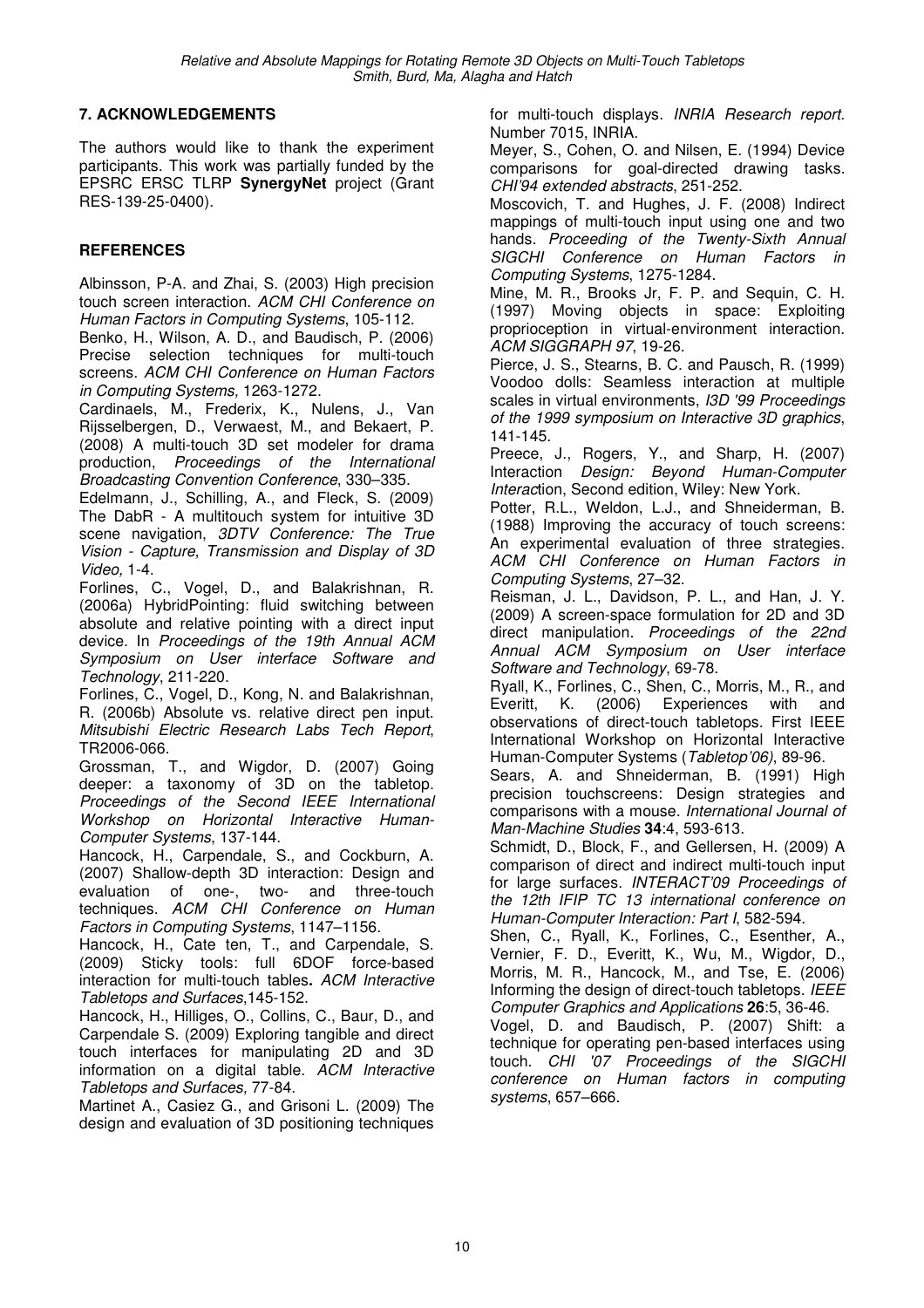## 7. ACKNOWLEDGEMENTS

The authors would like to thank the experiment participants. This work was partially funded by the EPSRC ERSC TLRP **SynergyNet** project (Grant RES-139-25-0400).

## REFERENCES

Albinsson, P-A. and Zhai, S. (2003) High precision touch screen interaction. *ACM CHI Conference on Human Factors in Computing Systems*, 105-112.

Benko, H., Wilson, A. D., and Baudisch, P. (2006) Precise selection techniques for multi-touch screens. *ACM CHI Conference on Human Factors in Computing Systems,* 1263-1272.

Cardinaels, M., Frederix, K., Nulens, J., Van Rijsselbergen, D., Verwaest, M., and Bekaert, P. (2008) A multi-touch 3D set modeler for drama production, *Proceedings of the International Broadcasting Convention Conference*, 330–335.

Edelmann, J., Schilling, A., and Fleck, S. (2009) The DabR - A multitouch system for intuitive 3D scene navigation, *3DTV Conference: The True Vision - Capture, Transmission and Display of 3D Video,* 1-4.

Forlines, C., Vogel, D., and Balakrishnan, R. (2006a) HybridPointing: fluid switching between absolute and relative pointing with a direct input device. In *Proceedings of the 19th Annual ACM Symposium on User interface Software and Technology*, 211-220.

Forlines, C., Vogel, D., Kong, N. and Balakrishnan, R. (2006b) Absolute vs. relative direct pen input. *Mitsubishi Electric Research Labs Tech Report*, TR2006-066.

Grossman, T., and Wigdor, D. (2007) Going deeper: a taxonomy of 3D on the tabletop. *Proceedings of the Second IEEE International Workshop on Horizontal Interactive Human-Computer Systems*, 137-144.

Hancock, H., Carpendale, S., and Cockburn, A. (2007) Shallow-depth 3D interaction: Design and evaluation of one-, two- and three-touch techniques. *ACM CHI Conference on Human Factors in Computing Systems*, 1147–1156.

Hancock, H., Cate ten, T., and Carpendale, S. (2009) Sticky tools: full 6DOF force-based interaction for multi-touch tables**.** *ACM Interactive Tabletops and Surfaces*,145-152.

Hancock, H., Hilliges, O., Collins, C., Baur, D., and Carpendale S. (2009) Exploring tangible and direct touch interfaces for manipulating 2D and 3D information on a digital table. *ACM Interactive Tabletops and Surfaces,* 77-84.

Martinet A., Casiez G., and Grisoni L. (2009) The design and evaluation of 3D positioning techniques for multi-touch displays. *INRIA Research report*. Number 7015, INRIA.

Meyer, S., Cohen, O. and Nilsen, E. (1994) Device comparisons for goal-directed drawing tasks. *CHI'94 extended abstracts*, 251-252.

Moscovich, T. and Hughes, J. F. (2008) Indirect mappings of multi-touch input using one and two hands. *Proceeding of the Twenty-Sixth Annual SIGCHI Conference on Human Factors in Computing Systems*, 1275-1284.

Mine, M. R., Brooks Jr, F. P. and Sequin, C. H. (1997) Moving objects in space: Exploiting proprioception in virtual-environment interaction. *ACM SIGGRAPH 97*, 19-26.

Pierce, J. S., Stearns, B. C. and Pausch, R. (1999) Voodoo dolls: Seamless interaction at multiple scales in virtual environments, *I3D '99 Proceedings of the 1999 symposium on Interactive 3D graphics*, 141-145.

Preece, J., Rogers, Y., and Sharp, H. (2007) Interaction *Design: Beyond Human-Computer Interac*tion, Second edition, Wiley: New York.

Potter, R.L., Weldon, L.J., and Shneiderman, B. (1988) Improving the accuracy of touch screens: An experimental evaluation of three strategies. *ACM CHI Conference on Human Factors in Computing Systems*, 27–32.

Reisman, J. L., Davidson, P. L., and Han, J. Y. (2009) A screen-space formulation for 2D and 3D direct manipulation. *Proceedings of the 22nd Annual ACM Symposium on User interface Software and Technology*, 69-78.

Ryall, K., Forlines, C., Shen, C., Morris, M., R., and Everitt, K. (2006) Experiences with and observations of direct-touch tabletops. First IEEE International Workshop on Horizontal Interactive Human-Computer Systems (*Tabletop'06)*, 89-96.

Sears, A. and Shneiderman, B. (1991) High precision touchscreens: Design strategies and comparisons with a mouse. *International Journal of Man-Machine Studies* **34**:4, 593-613.

Schmidt, D., Block, F., and Gellersen, H. (2009) A comparison of direct and indirect multi-touch input for large surfaces. *INTERACT'09 Proceedings of the 12th IFIP TC 13 international conference on Human-Computer Interaction: Part I*, 582-594.

Shen, C., Ryall, K., Forlines, C., Esenther, A., Vernier, F. D., Everitt, K., Wu, M., Wigdor, D., Morris, M. R., Hancock, M., and Tse, E. (2006) Informing the design of direct-touch tabletops. *IEEE Computer Graphics and Applications* **26**:5, 36-46.

Vogel, D. and Baudisch, P. (2007) Shift: a technique for operating pen-based interfaces using touch. *CHI '07 Proceedings of the SIGCHI conference on Human factors in computing systems*, 657–666.